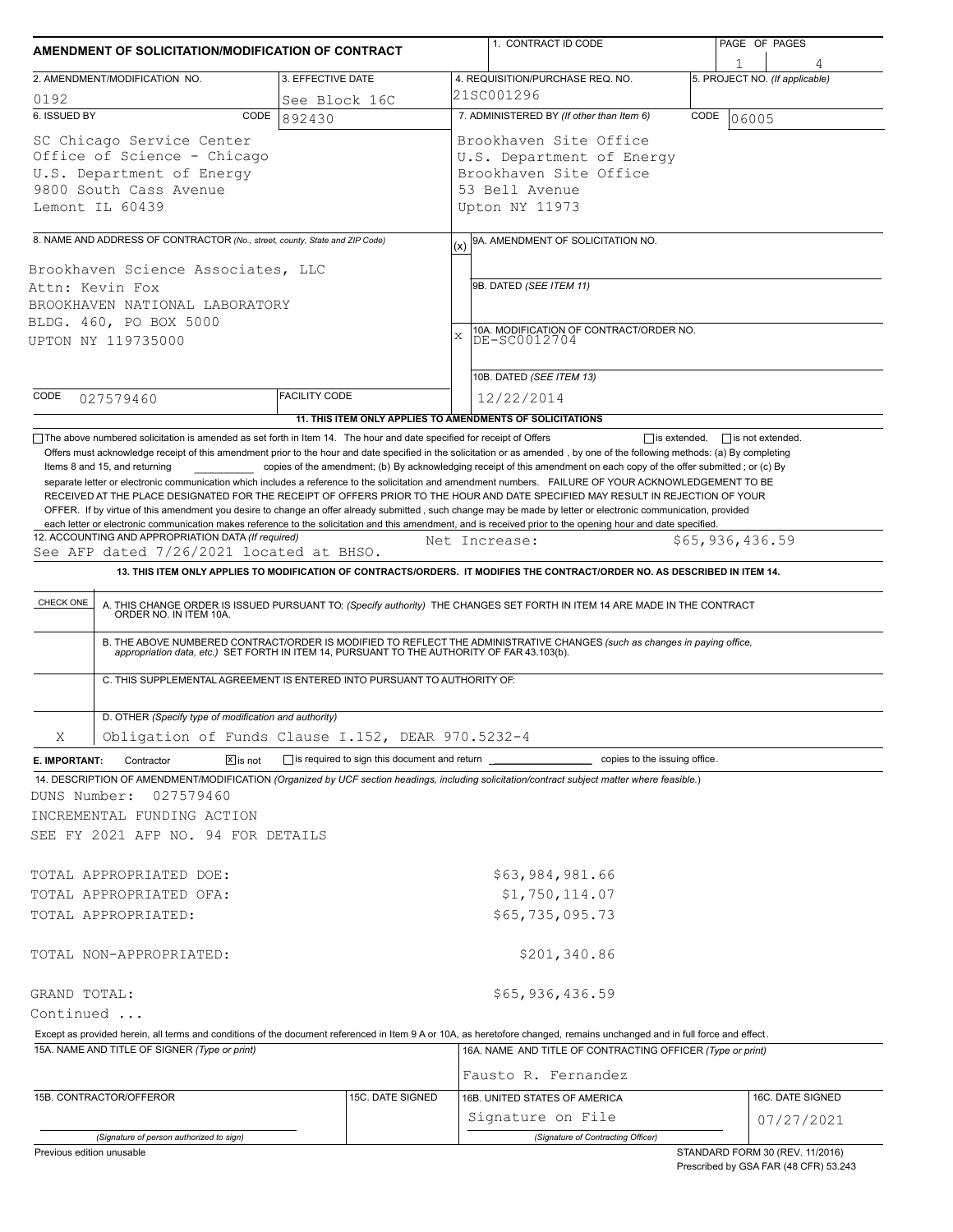# AMENDMENT OF SOLICITATION/MODIFICATION OF CONTRACT

| 1. CONTRACT ID CODE | PAGE OF PAGES |
|---|---|
| | 1 / 4 |

| 2. AMENDMENT/MODIFICATION NO. | 3. EFFECTIVE DATE | 4. REQUISITION/PURCHASE REQ. NO. | 5. PROJECT NO. (If applicable) |
|---|---|---|---|
| 0192 | See Block 16C | 21SC001296 | |

| 6. ISSUED BY CODE 892430 | 7. ADMINISTERED BY (If other than Item 6) CODE 06005 |
|---|---|
| SC Chicago Service Center<br>Office of Science - Chicago<br>U.S. Department of Energy<br>9800 South Cass Avenue<br>Lemont IL 60439 | Brookhaven Site Office<br>U.S. Department of Energy<br>Brookhaven Site Office<br>53 Bell Avenue<br>Upton NY 11973 |

**8. NAME AND ADDRESS OF CONTRACTOR** (No., street, county, State and ZIP Code)

Brookhaven Science Associates, LLC
Attn: Kevin Fox
BROOKHAVEN NATIONAL LABORATORY
BLDG. 460, PO BOX 5000
UPTON NY 119735000

CODE 027579460 FACILITY CODE

(x) 9A. AMENDMENT OF SOLICITATION NO.

9B. DATED (SEE ITEM 11)

X 10A. MODIFICATION OF CONTRACT/ORDER NO. DE-SC0012704

10B. DATED (SEE ITEM 13) 12/22/2014

**11. THIS ITEM ONLY APPLIES TO AMENDMENTS OF SOLICITATIONS**

☐ The above numbered solicitation is amended as set forth in Item 14. The hour and date specified for receipt of Offers ☐ is extended, ☐ is not extended.

Offers must acknowledge receipt of this amendment prior to the hour and date specified in the solicitation or as amended, by one of the following methods: (a) By completing Items 8 and 15, and returning ____ copies of the amendment; (b) By acknowledging receipt of this amendment on each copy of the offer submitted ; or (c) By separate letter or electronic communication which includes a reference to the solicitation and amendment numbers. FAILURE OF YOUR ACKNOWLEDGEMENT TO BE RECEIVED AT THE PLACE DESIGNATED FOR THE RECEIPT OF OFFERS PRIOR TO THE HOUR AND DATE SPECIFIED MAY RESULT IN REJECTION OF YOUR OFFER. If by virtue of this amendment you desire to change an offer already submitted , such change may be made by letter or electronic communication, provided each letter or electronic communication makes reference to the solicitation and this amendment, and is received prior to the opening hour and date specified.

**12. ACCOUNTING AND APPROPRIATION DATA** (If required)
See AFP dated 7/26/2021 located at BHSO. Net Increase: $65,936,436.59

**13. THIS ITEM ONLY APPLIES TO MODIFICATION OF CONTRACTS/ORDERS. IT MODIFIES THE CONTRACT/ORDER NO. AS DESCRIBED IN ITEM 14.**

| CHECK ONE | |
|---|---|
| | A. THIS CHANGE ORDER IS ISSUED PURSUANT TO: (Specify authority) THE CHANGES SET FORTH IN ITEM 14 ARE MADE IN THE CONTRACT ORDER NO. IN ITEM 10A. |
| | B. THE ABOVE NUMBERED CONTRACT/ORDER IS MODIFIED TO REFLECT THE ADMINISTRATIVE CHANGES (such as changes in paying office, appropriation data, etc.) SET FORTH IN ITEM 14, PURSUANT TO THE AUTHORITY OF FAR 43.103(b). |
| | C. THIS SUPPLEMENTAL AGREEMENT IS ENTERED INTO PURSUANT TO AUTHORITY OF: |
| X | D. OTHER (Specify type of modification and authority)<br>Obligation of Funds Clause I.152, DEAR 970.5232-4 |

**E. IMPORTANT:** Contractor ☒ is not ☐ is required to sign this document and return ____ copies to the issuing office.

**14. DESCRIPTION OF AMENDMENT/MODIFICATION** (Organized by UCF section headings, including solicitation/contract subject matter where feasible.)

DUNS Number: 027579460
INCREMENTAL FUNDING ACTION
SEE FY 2021 AFP NO. 94 FOR DETAILS

| | |
|---|---|
| TOTAL APPROPRIATED DOE: | $63,984,981.66 |
| TOTAL APPROPRIATED OFA: | $1,750,114.07 |
| TOTAL APPROPRIATED: | $65,735,095.73 |
| TOTAL NON-APPROPRIATED: | $201,340.86 |
| GRAND TOTAL: | $65,936,436.59 |

Continued ...

Except as provided herein, all terms and conditions of the document referenced in Item 9 A or 10A, as heretofore changed, remains unchanged and in full force and effect.

| 15A. NAME AND TITLE OF SIGNER (Type or print) | | 16A. NAME AND TITLE OF CONTRACTING OFFICER (Type or print) | |
|---|---|---|---|
| | | Fausto R. Fernandez | |
| 15B. CONTRACTOR/OFFEROR | 15C. DATE SIGNED | 16B. UNITED STATES OF AMERICA | 16C. DATE SIGNED |
| (Signature of person authorized to sign) | | Signature on File<br>(Signature of Contracting Officer) | 07/27/2021 |

Previous edition unusable

STANDARD FORM 30 (REV. 11/2016)
Prescribed by GSA FAR (48 CFR) 53.243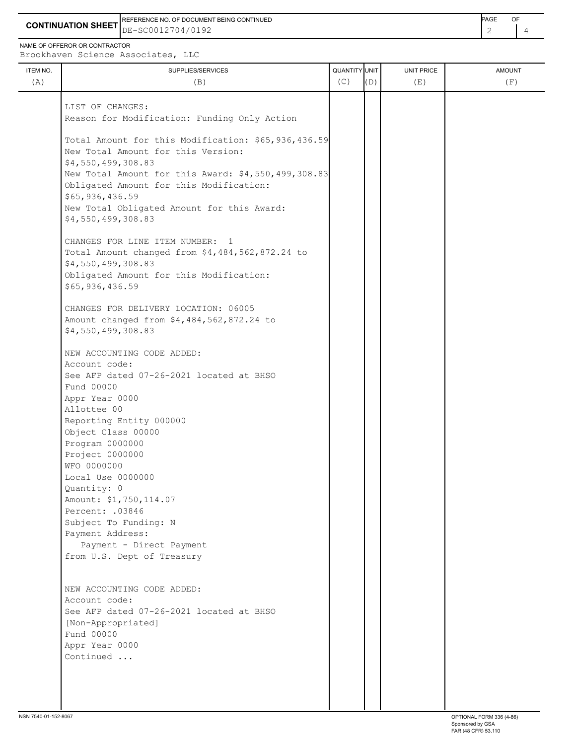**CONTINUATION SHEET**

REFERENCE NO. OF DOCUMENT BEING CONTINUED: DE-SC0012704/0192

NAME OF OFFEROR OR CONTRACTOR: Brookhaven Science Associates, LLC

| ITEM NO. (A) | SUPPLIES/SERVICES (B) | QUANTITY (C) | UNIT (D) | UNIT PRICE (E) | AMOUNT (F) |
|---|---|---|---|---|---|
| | | | | | |

LIST OF CHANGES:
Reason for Modification: Funding Only Action

Total Amount for this Modification: $65,936,436.59
New Total Amount for this Version:
$4,550,499,308.83
New Total Amount for this Award: $4,550,499,308.83
Obligated Amount for this Modification:
$65,936,436.59
New Total Obligated Amount for this Award:
$4,550,499,308.83

CHANGES FOR LINE ITEM NUMBER: 1
Total Amount changed from $4,484,562,872.24 to
$4,550,499,308.83
Obligated Amount for this Modification:
$65,936,436.59

CHANGES FOR DELIVERY LOCATION: 06005
Amount changed from $4,484,562,872.24 to
$4,550,499,308.83

NEW ACCOUNTING CODE ADDED:
Account code:
See AFP dated 07-26-2021 located at BHSO
Fund 00000
Appr Year 0000
Allottee 00
Reporting Entity 000000
Object Class 00000
Program 0000000
Project 0000000
WFO 0000000
Local Use 0000000
Quantity: 0
Amount: $1,750,114.07
Percent: .03846
Subject To Funding: N
Payment Address:
Payment - Direct Payment
from U.S. Dept of Treasury

NEW ACCOUNTING CODE ADDED:
Account code:
See AFP dated 07-26-2021 located at BHSO
[Non-Appropriated]
Fund 00000
Appr Year 0000
Continued ...

NSN 7540-01-152-8067

OPTIONAL FORM 336 (4-86)
Sponsored by GSA
FAR (48 CFR) 53.110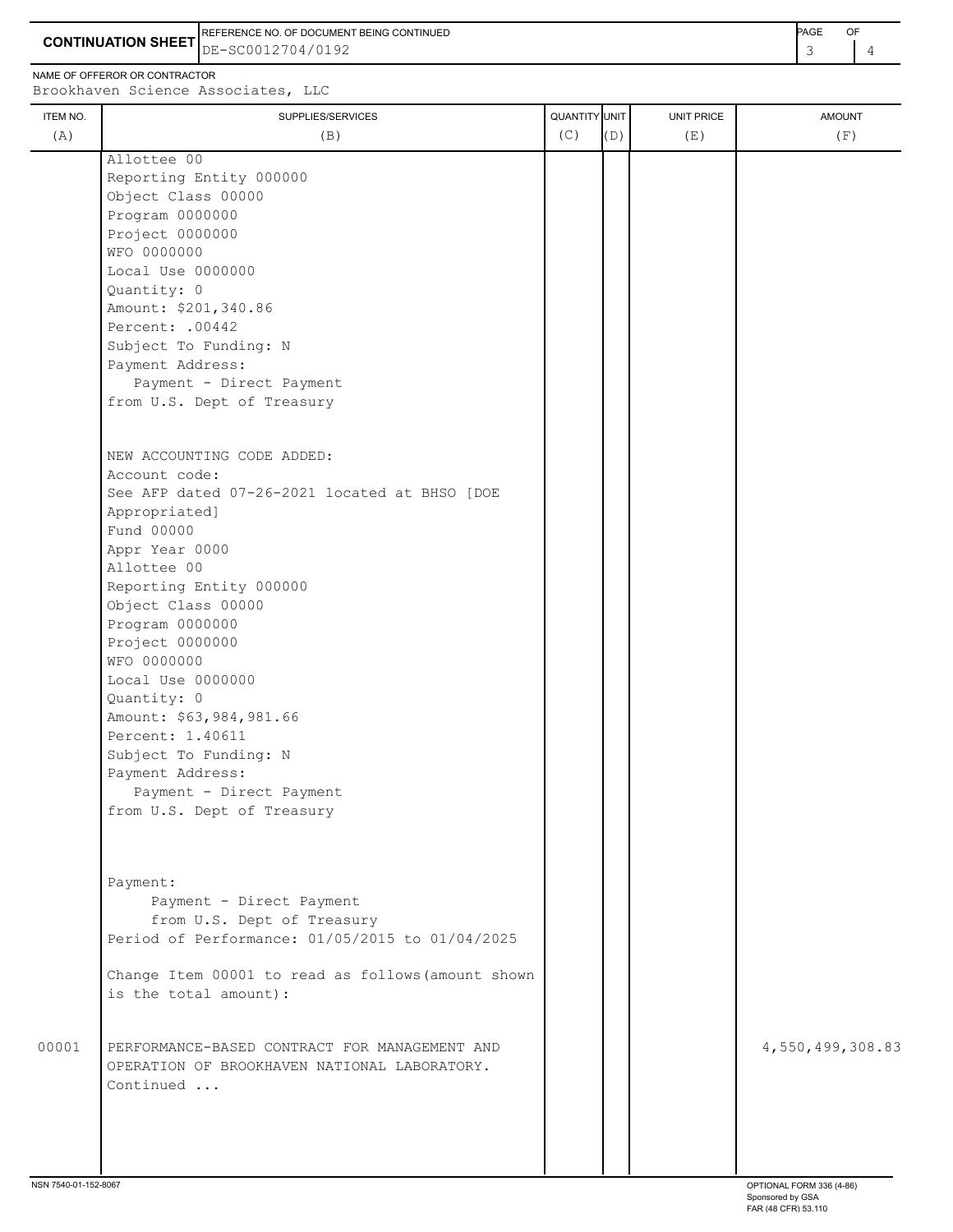**CONTINUATION SHEET**

REFERENCE NO. OF DOCUMENT BEING CONTINUED: DE-SC0012704/0192

NAME OF OFFEROR OR CONTRACTOR: Brookhaven Science Associates, LLC

| ITEM NO. (A) | SUPPLIES/SERVICES (B) | QUANTITY (C) | UNIT (D) | UNIT PRICE (E) | AMOUNT (F) |
|---|---|---|---|---|---|
| | Allottee 00<br>Reporting Entity 000000<br>Object Class 00000<br>Program 0000000<br>Project 0000000<br>WFO 0000000<br>Local Use 0000000<br>Quantity: 0<br>Amount: $201,340.86<br>Percent: .00442<br>Subject To Funding: N<br>Payment Address:<br>Payment - Direct Payment<br>from U.S. Dept of Treasury | | | | |
| | NEW ACCOUNTING CODE ADDED:<br>Account code:<br>See AFP dated 07-26-2021 located at BHSO [DOE Appropriated]<br>Fund 00000<br>Appr Year 0000<br>Allottee 00<br>Reporting Entity 000000<br>Object Class 00000<br>Program 0000000<br>Project 0000000<br>WFO 0000000<br>Local Use 0000000<br>Quantity: 0<br>Amount: $63,984,981.66<br>Percent: 1.40611<br>Subject To Funding: N<br>Payment Address:<br>Payment - Direct Payment<br>from U.S. Dept of Treasury | | | | |
| | Payment:<br>Payment - Direct Payment<br>from U.S. Dept of Treasury<br>Period of Performance: 01/05/2015 to 01/04/2025 | | | | |
| | Change Item 00001 to read as follows(amount shown is the total amount): | | | | |
| 00001 | PERFORMANCE-BASED CONTRACT FOR MANAGEMENT AND OPERATION OF BROOKHAVEN NATIONAL LABORATORY.<br>Continued ... | | | | 4,550,499,308.83 |

NSN 7540-01-152-8067

OPTIONAL FORM 336 (4-86)
Sponsored by GSA
FAR (48 CFR) 53.110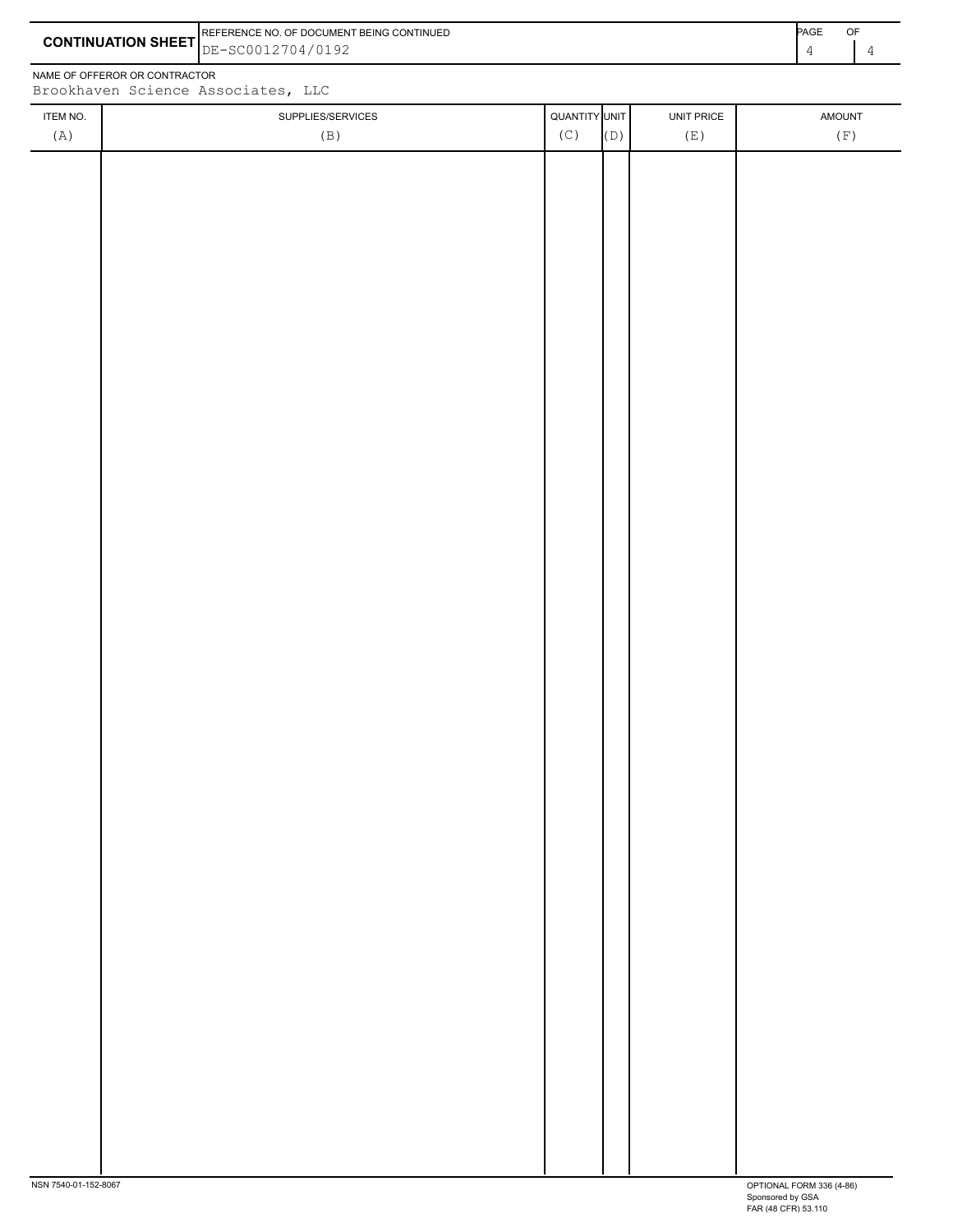**CONTINUATION SHEET**

REFERENCE NO. OF DOCUMENT BEING CONTINUED
DE-SC0012704/0192

NAME OF OFFEROR OR CONTRACTOR
Brookhaven Science Associates, LLC

| ITEM NO. (A) | SUPPLIES/SERVICES (B) | QUANTITY (C) | UNIT (D) | UNIT PRICE (E) | AMOUNT (F) |
|---|---|---|---|---|---|
| | | | | | |

NSN 7540-01-152-8067

OPTIONAL FORM 336 (4-86)
Sponsored by GSA
FAR (48 CFR) 53.110